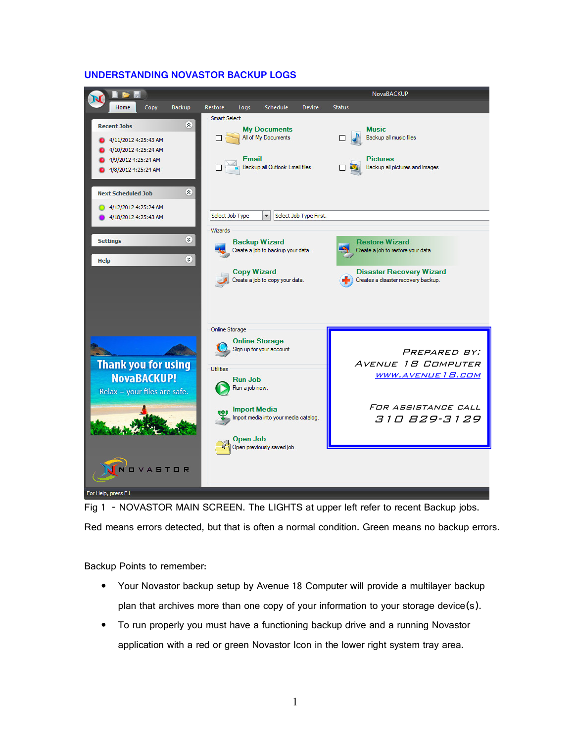# UNDERSTANDING NOVASTOR BACKUP LOGS

PREPARED BY:
AVENUE 18 COMPUTER
WWW.AVENUE18.COM

FOR ASSISTANCE CALL
310 829-3129

Fig 1 - NOVASTOR MAIN SCREEN. The LIGHTS at upper left refer to recent Backup jobs. Red means errors detected, but that is often a normal condition. Green means no backup errors.

Backup Points to remember:

- Your Novastor backup setup by Avenue 18 Computer will provide a multilayer backup plan that archives more than one copy of your information to your storage device(s).
- To run properly you must have a functioning backup drive and a running Novastor application with a red or green Novastor Icon in the lower right system tray area.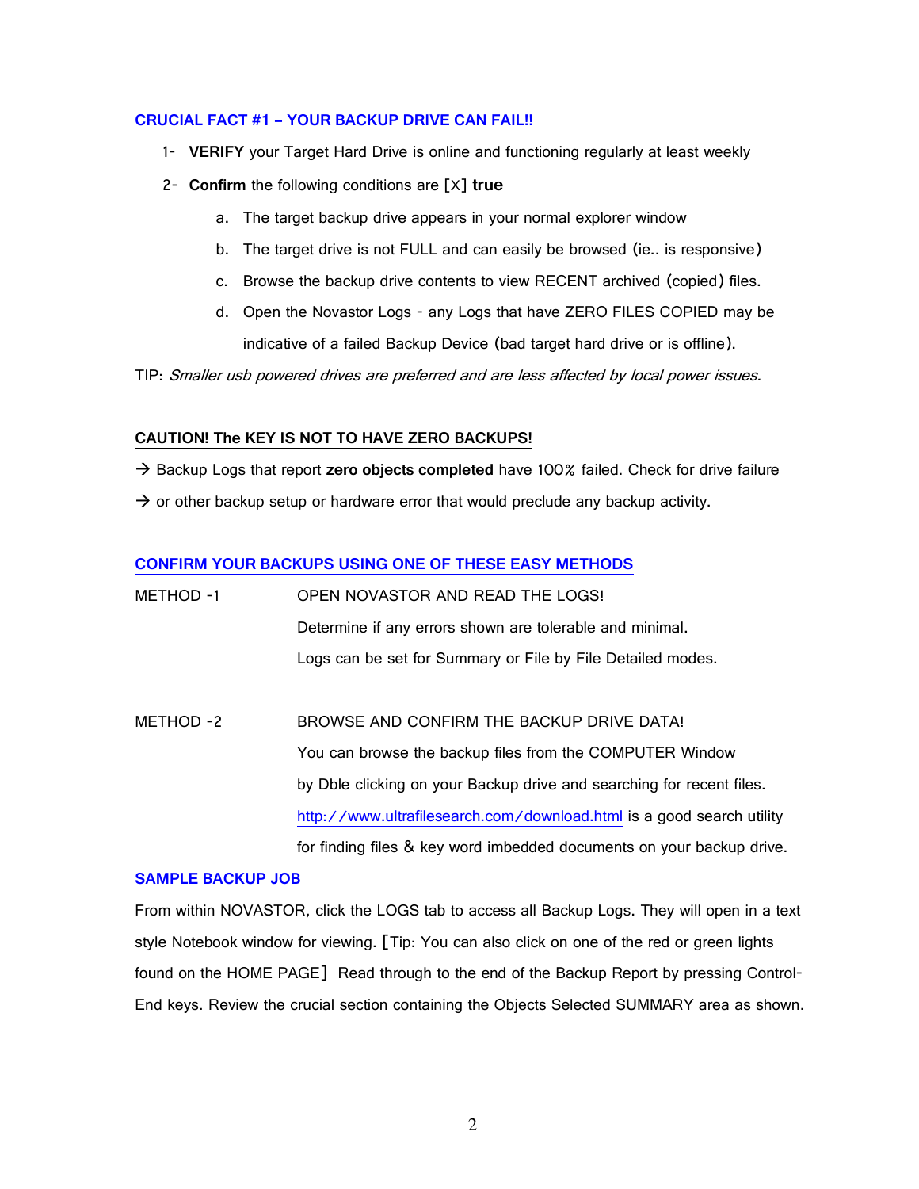## CRUCIAL FACT #1 – YOUR BACKUP DRIVE CAN FAIL!!

1- **VERIFY** your Target Hard Drive is online and functioning regularly at least weekly

2- **Confirm** the following conditions are [X] **true**

   a. The target backup drive appears in your normal explorer window

   b. The target drive is not FULL and can easily be browsed (ie.. is responsive)

   c. Browse the backup drive contents to view RECENT archived (copied) files.

   d. Open the Novastor Logs - any Logs that have ZERO FILES COPIED may be indicative of a failed Backup Device (bad target hard drive or is offline).

TIP: *Smaller usb powered drives are preferred and are less affected by local power issues.*

### CAUTION! The KEY IS NOT TO HAVE ZERO BACKUPS!

→ Backup Logs that report **zero objects completed** have 100% failed. Check for drive failure

→ or other backup setup or hardware error that would preclude any backup activity.

## CONFIRM YOUR BACKUPS USING ONE OF THESE EASY METHODS

METHOD -1 OPEN NOVASTOR AND READ THE LOGS!

Determine if any errors shown are tolerable and minimal.

Logs can be set for Summary or File by File Detailed modes.

METHOD -2 BROWSE AND CONFIRM THE BACKUP DRIVE DATA!

You can browse the backup files from the COMPUTER Window by Dble clicking on your Backup drive and searching for recent files. http://www.ultrafilesearch.com/download.html is a good search utility for finding files & key word imbedded documents on your backup drive.

## SAMPLE BACKUP JOB

From within NOVASTOR, click the LOGS tab to access all Backup Logs. They will open in a text style Notebook window for viewing. [Tip: You can also click on one of the red or green lights found on the HOME PAGE] Read through to the end of the Backup Report by pressing Control-End keys. Review the crucial section containing the Objects Selected SUMMARY area as shown.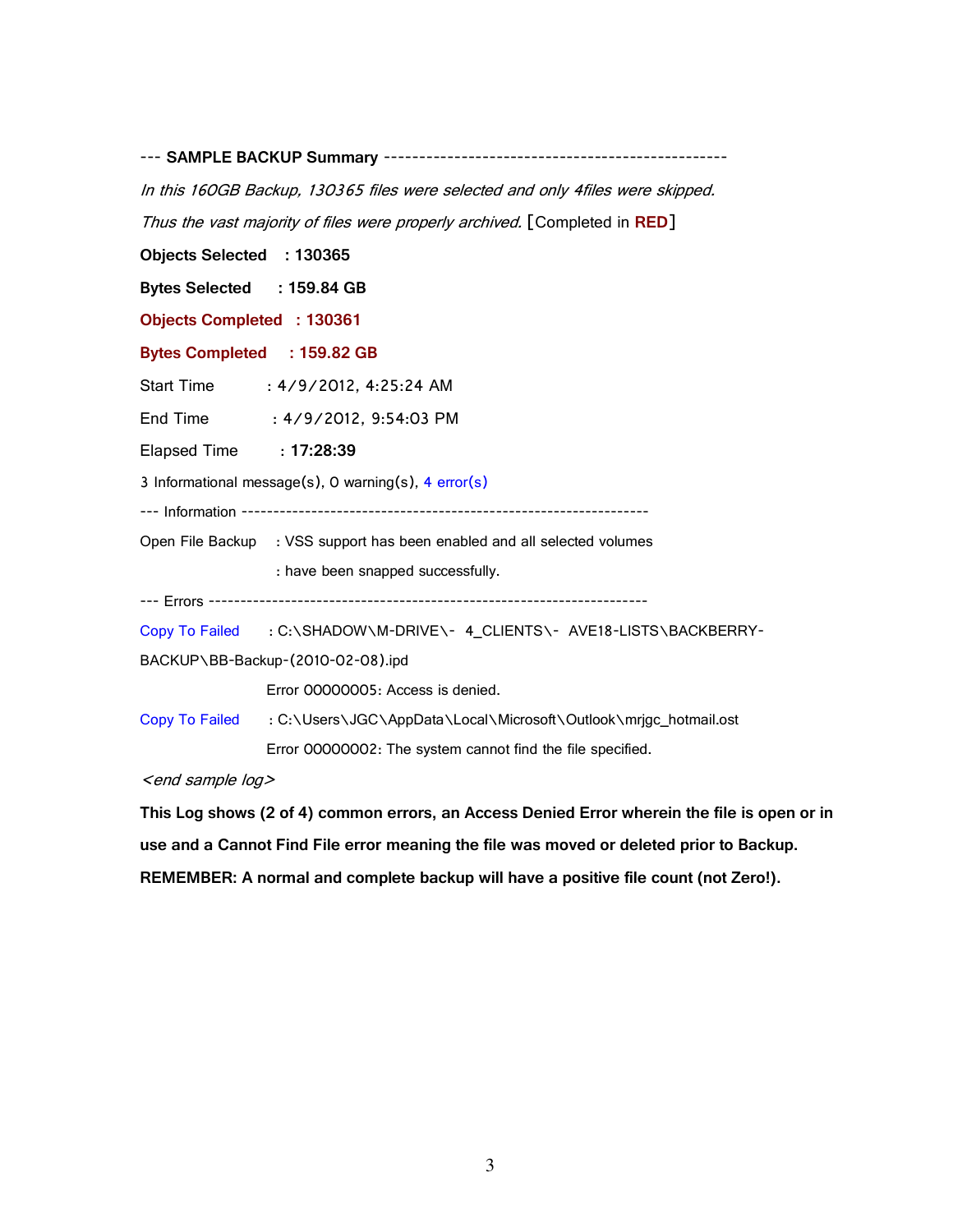--- **SAMPLE BACKUP Summary** -------------------------------------------------

*In this 160GB Backup, 130365 files were selected and only 4files were skipped.*

*Thus the vast majority of files were properly archived.* [Completed in **RED**]

**Objects Selected : 130365**

**Bytes Selected : 159.84 GB**

**Objects Completed : 130361**

**Bytes Completed : 159.82 GB**

Start Time : 4/9/2012, 4:25:24 AM

End Time : 4/9/2012, 9:54:03 PM

Elapsed Time : **17:28:39**

3 Informational message(s), 0 warning(s), 4 error(s)

--- Information ----------------------------------------------------------------

Open File Backup : VSS support has been enabled and all selected volumes

: have been snapped successfully.

--- Errors ---------------------------------------------------------------------

Copy To Failed : C:\SHADOW\M-DRIVE\- 4_CLIENTS\- AVE18-LISTS\BACKBERRY-BACKUP\BB-Backup-(2010-02-08).ipd

Error 00000005: Access is denied.

Copy To Failed : C:\Users\JGC\AppData\Local\Microsoft\Outlook\mrjgc_hotmail.ost

Error 00000002: The system cannot find the file specified.

*<end sample log>*

**This Log shows (2 of 4) common errors, an Access Denied Error wherein the file is open or in use and a Cannot Find File error meaning the file was moved or deleted prior to Backup.**

**REMEMBER: A normal and complete backup will have a positive file count (not Zero!).**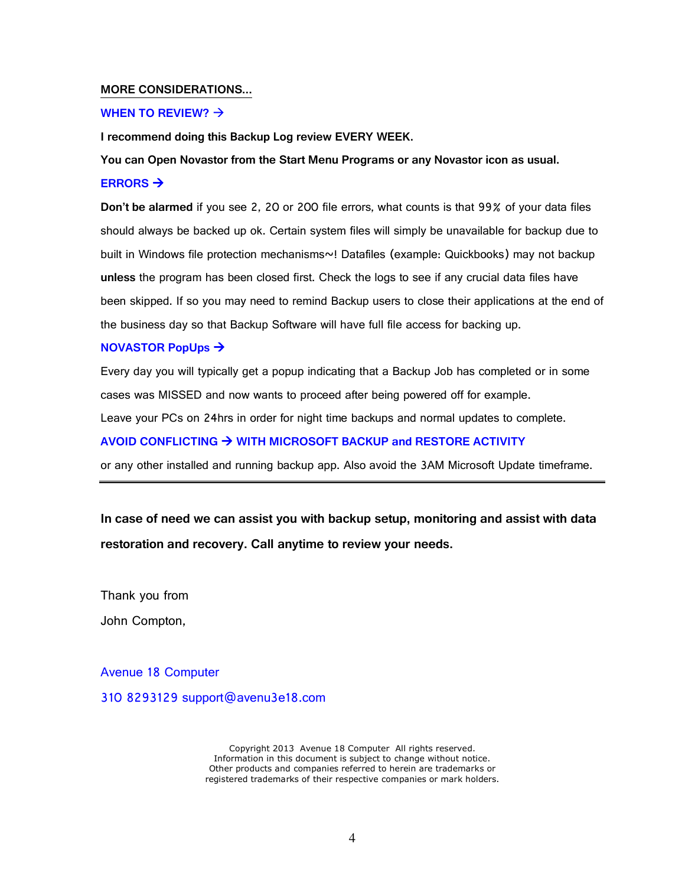**MORE CONSIDERATIONS...**

**WHEN TO REVIEW? →**

**I recommend doing this Backup Log review EVERY WEEK.**

**You can Open Novastor from the Start Menu Programs or any Novastor icon as usual.**

**ERRORS →**

**Don't be alarmed** if you see 2, 20 or 200 file errors, what counts is that 99% of your data files should always be backed up ok. Certain system files will simply be unavailable for backup due to built in Windows file protection mechanisms~! Datafiles (example: Quickbooks) may not backup **unless** the program has been closed first. Check the logs to see if any crucial data files have been skipped. If so you may need to remind Backup users to close their applications at the end of the business day so that Backup Software will have full file access for backing up.

**NOVASTOR PopUps →**

Every day you will typically get a popup indicating that a Backup Job has completed or in some cases was MISSED and now wants to proceed after being powered off for example.

Leave your PCs on 24hrs in order for night time backups and normal updates to complete.

**AVOID CONFLICTING → WITH MICROSOFT BACKUP and RESTORE ACTIVITY**

or any other installed and running backup app. Also avoid the 3AM Microsoft Update timeframe.

---

**In case of need we can assist you with backup setup, monitoring and assist with data restoration and recovery. Call anytime to review your needs.**

Thank you from

John Compton,

Avenue 18 Computer

310 8293129 support@avenu3e18.com

Copyright 2013 Avenue 18 Computer All rights reserved.
Information in this document is subject to change without notice.
Other products and companies referred to herein are trademarks or registered trademarks of their respective companies or mark holders.